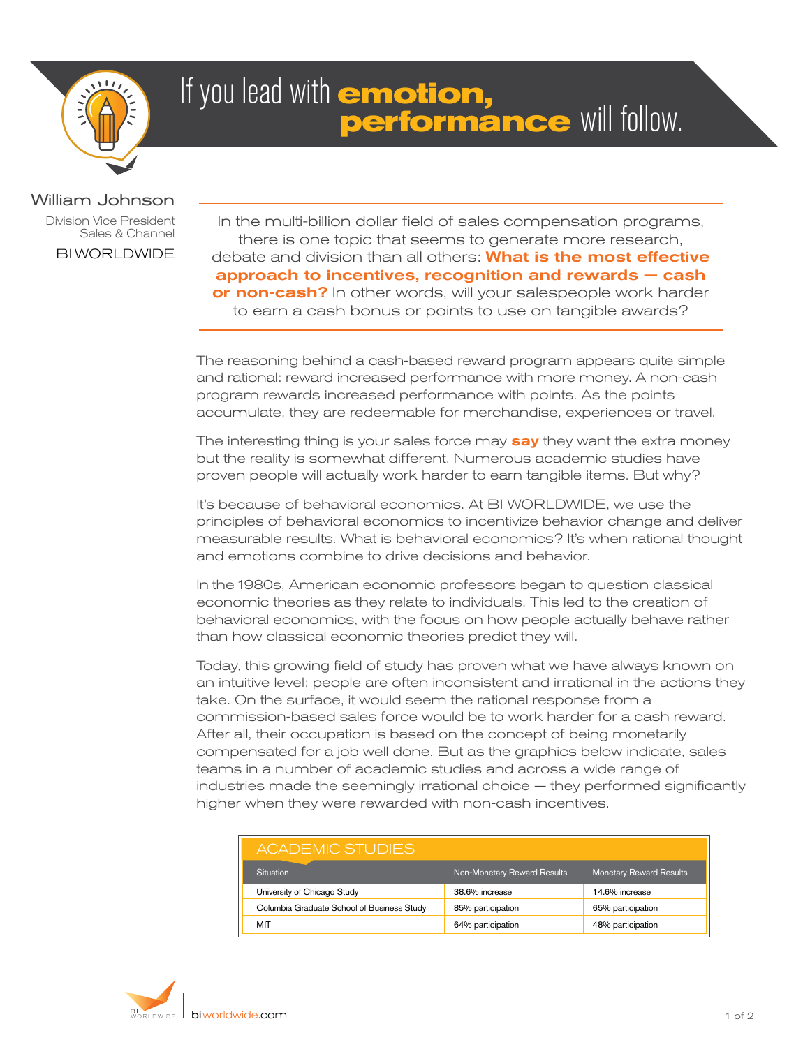# If you lead with **emotion, performance** will follow.

**William Johnson**
Division Vice President
Sales & Channel
BI WORLDWIDE

In the multi-billion dollar field of sales compensation programs, there is one topic that seems to generate more research, debate and division than all others: **What is the most effective approach to incentives, recognition and rewards — cash or non-cash?** In other words, will your salespeople work harder to earn a cash bonus or points to use on tangible awards?

The reasoning behind a cash-based reward program appears quite simple and rational: reward increased performance with more money. A non-cash program rewards increased performance with points. As the points accumulate, they are redeemable for merchandise, experiences or travel.

The interesting thing is your sales force may **say** they want the extra money but the reality is somewhat different. Numerous academic studies have proven people will actually work harder to earn tangible items. But why?

It's because of behavioral economics. At BI WORLDWIDE, we use the principles of behavioral economics to incentivize behavior change and deliver measurable results. What is behavioral economics? It's when rational thought and emotions combine to drive decisions and behavior.

In the 1980s, American economic professors began to question classical economic theories as they relate to individuals. This led to the creation of behavioral economics, with the focus on how people actually behave rather than how classical economic theories predict they will.

Today, this growing field of study has proven what we have always known on an intuitive level: people are often inconsistent and irrational in the actions they take. On the surface, it would seem the rational response from a commission-based sales force would be to work harder for a cash reward. After all, their occupation is based on the concept of being monetarily compensated for a job well done. But as the graphics below indicate, sales teams in a number of academic studies and across a wide range of industries made the seemingly irrational choice — they performed significantly higher when they were rewarded with non-cash incentives.

**ACADEMIC STUDIES**

| Situation | Non-Monetary Reward Results | Monetary Reward Results |
|---|---|---|
| University of Chicago Study | 38.6% increase | 14.6% increase |
| Columbia Graduate School of Business Study | 85% participation | 65% participation |
| MIT | 64% participation | 48% participation |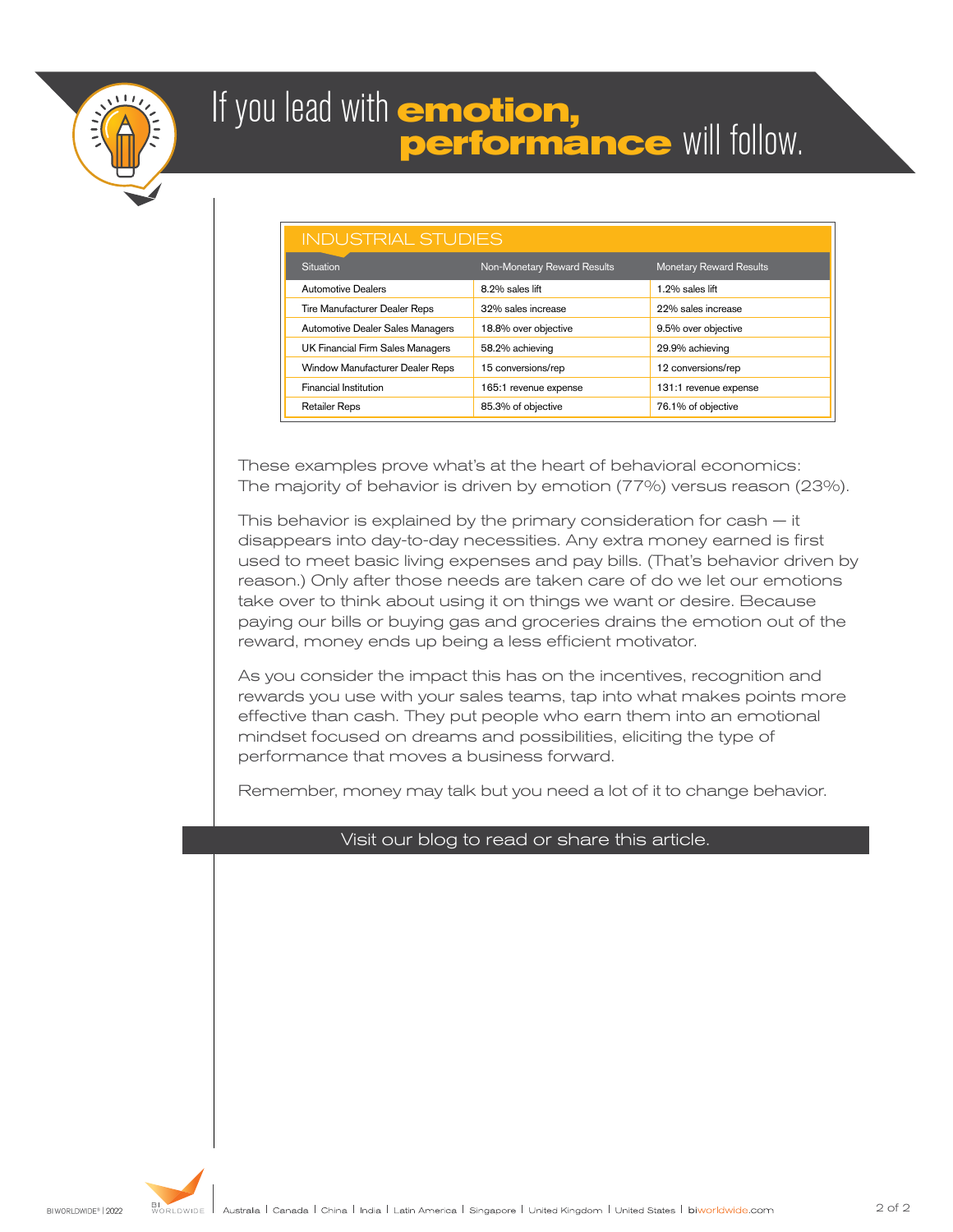# If you lead with **emotion, performance** will follow.

## INDUSTRIAL STUDIES

| Situation | Non-Monetary Reward Results | Monetary Reward Results |
|---|---|---|
| Automotive Dealers | 8.2% sales lift | 1.2% sales lift |
| Tire Manufacturer Dealer Reps | 32% sales increase | 22% sales increase |
| Automotive Dealer Sales Managers | 18.8% over objective | 9.5% over objective |
| UK Financial Firm Sales Managers | 58.2% achieving | 29.9% achieving |
| Window Manufacturer Dealer Reps | 15 conversions/rep | 12 conversions/rep |
| Financial Institution | 165:1 revenue expense | 131:1 revenue expense |
| Retailer Reps | 85.3% of objective | 76.1% of objective |

These examples prove what's at the heart of behavioral economics: The majority of behavior is driven by emotion (77%) versus reason (23%).

This behavior is explained by the primary consideration for cash — it disappears into day-to-day necessities. Any extra money earned is first used to meet basic living expenses and pay bills. (That's behavior driven by reason.) Only after those needs are taken care of do we let our emotions take over to think about using it on things we want or desire. Because paying our bills or buying gas and groceries drains the emotion out of the reward, money ends up being a less efficient motivator.

As you consider the impact this has on the incentives, recognition and rewards you use with your sales teams, tap into what makes points more effective than cash. They put people who earn them into an emotional mindset focused on dreams and possibilities, eliciting the type of performance that moves a business forward.

Remember, money may talk but you need a lot of it to change behavior.

Visit our blog to read or share this article.